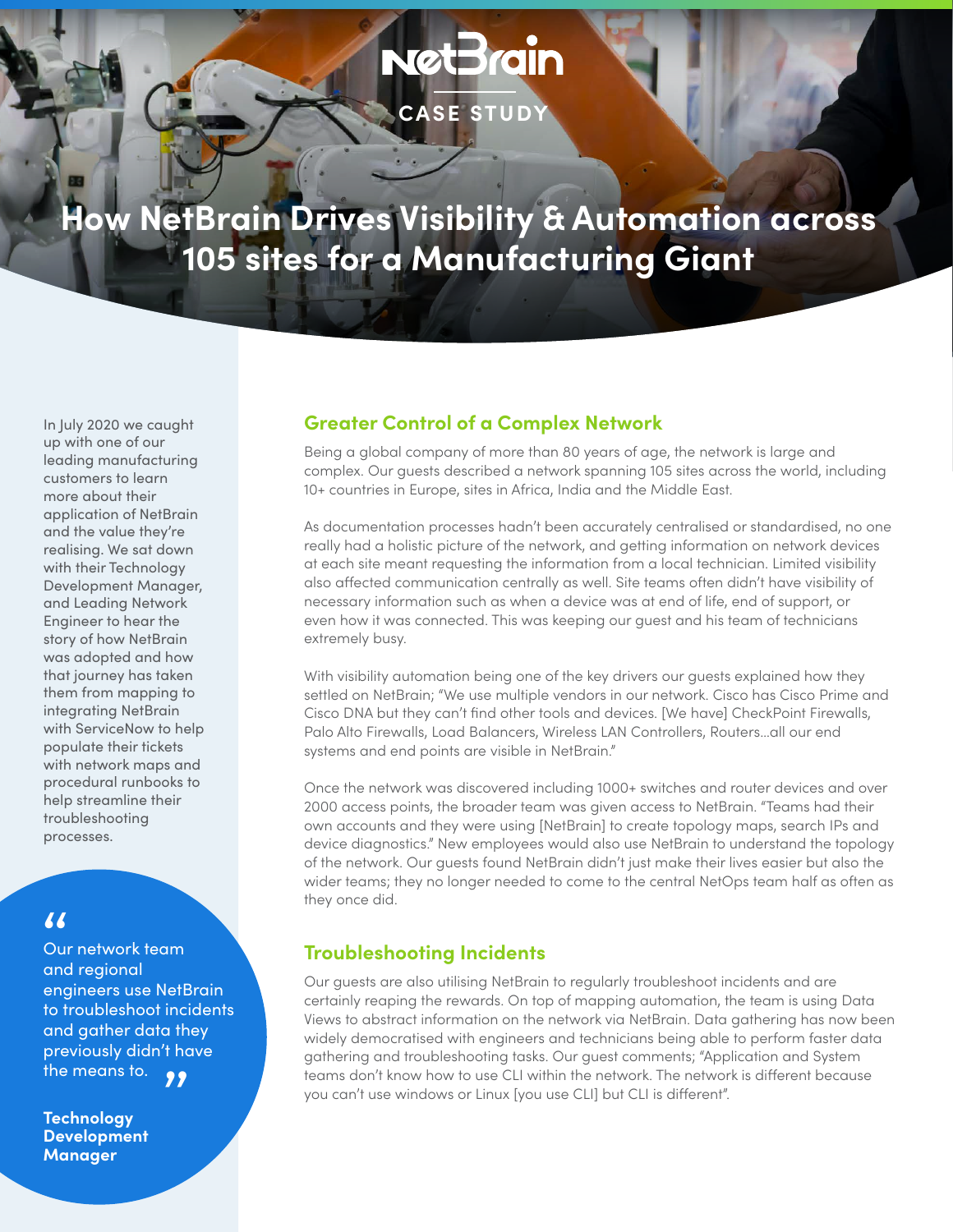NetBrain

CASE STUDY

# How NetBrain Drives Visibility & Automation across 105 sites for a Manufacturing Giant

In July 2020 we caught up with one of our leading manufacturing customers to learn more about their application of NetBrain and the value they're realising. We sat down with their Technology Development Manager, and Leading Network Engineer to hear the story of how NetBrain was adopted and how that journey has taken them from mapping to integrating NetBrain with ServiceNow to help populate their tickets with network maps and procedural runbooks to help streamline their troubleshooting processes.

> "Our network team and regional engineers use NetBrain to troubleshoot incidents and gather data they previously didn't have the means to."
>
> **Technology Development Manager**

## Greater Control of a Complex Network

Being a global company of more than 80 years of age, the network is large and complex. Our guests described a network spanning 105 sites across the world, including 10+ countries in Europe, sites in Africa, India and the Middle East.

As documentation processes hadn't been accurately centralised or standardised, no one really had a holistic picture of the network, and getting information on network devices at each site meant requesting the information from a local technician. Limited visibility also affected communication centrally as well. Site teams often didn't have visibility of necessary information such as when a device was at end of life, end of support, or even how it was connected. This was keeping our guest and his team of technicians extremely busy.

With visibility automation being one of the key drivers our guests explained how they settled on NetBrain; "We use multiple vendors in our network. Cisco has Cisco Prime and Cisco DNA but they can't find other tools and devices. [We have] CheckPoint Firewalls, Palo Alto Firewalls, Load Balancers, Wireless LAN Controllers, Routers…all our end systems and end points are visible in NetBrain."

Once the network was discovered including 1000+ switches and router devices and over 2000 access points, the broader team was given access to NetBrain. "Teams had their own accounts and they were using [NetBrain] to create topology maps, search IPs and device diagnostics." New employees would also use NetBrain to understand the topology of the network. Our guests found NetBrain didn't just make their lives easier but also the wider teams; they no longer needed to come to the central NetOps team half as often as they once did.

## Troubleshooting Incidents

Our guests are also utilising NetBrain to regularly troubleshoot incidents and are certainly reaping the rewards. On top of mapping automation, the team is using Data Views to abstract information on the network via NetBrain. Data gathering has now been widely democratised with engineers and technicians being able to perform faster data gathering and troubleshooting tasks. Our guest comments; "Application and System teams don't know how to use CLI within the network. The network is different because you can't use windows or Linux [you use CLI] but CLI is different".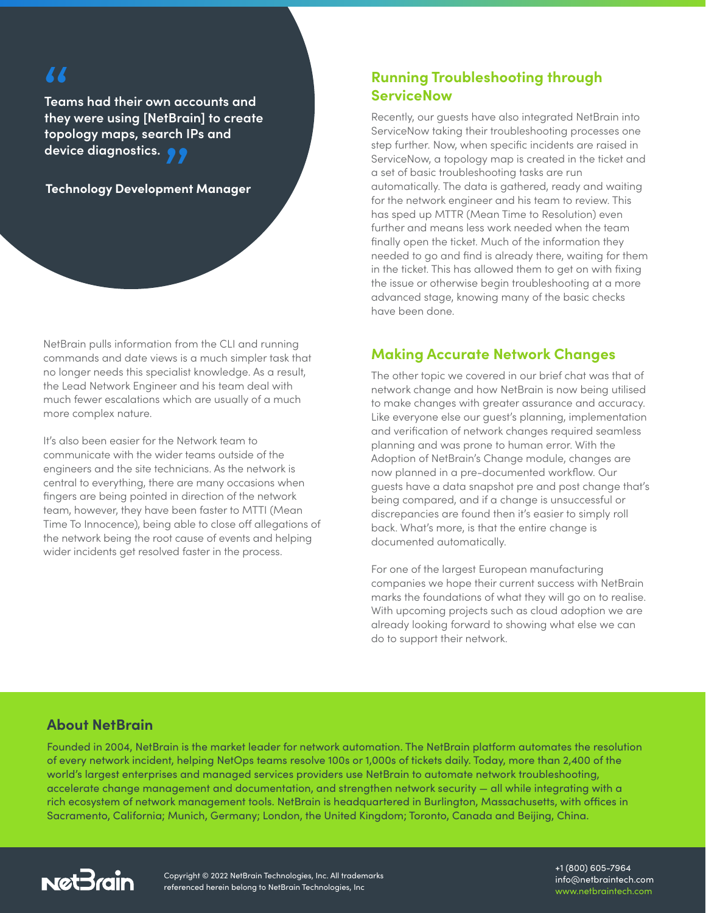> **Teams had their own accounts and they were using [NetBrain] to create topology maps, search IPs and device diagnostics.**
>
> **Technology Development Manager**

NetBrain pulls information from the CLI and running commands and date views is a much simpler task that no longer needs this specialist knowledge. As a result, the Lead Network Engineer and his team deal with much fewer escalations which are usually of a much more complex nature.

It's also been easier for the Network team to communicate with the wider teams outside of the engineers and the site technicians. As the network is central to everything, there are many occasions when fingers are being pointed in direction of the network team, however, they have been faster to MTTI (Mean Time To Innocence), being able to close off allegations of the network being the root cause of events and helping wider incidents get resolved faster in the process.

## Running Troubleshooting through ServiceNow

Recently, our guests have also integrated NetBrain into ServiceNow taking their troubleshooting processes one step further. Now, when specific incidents are raised in ServiceNow, a topology map is created in the ticket and a set of basic troubleshooting tasks are run automatically. The data is gathered, ready and waiting for the network engineer and his team to review. This has sped up MTTR (Mean Time to Resolution) even further and means less work needed when the team finally open the ticket. Much of the information they needed to go and find is already there, waiting for them in the ticket. This has allowed them to get on with fixing the issue or otherwise begin troubleshooting at a more advanced stage, knowing many of the basic checks have been done.

## Making Accurate Network Changes

The other topic we covered in our brief chat was that of network change and how NetBrain is now being utilised to make changes with greater assurance and accuracy. Like everyone else our guest's planning, implementation and verification of network changes required seamless planning and was prone to human error. With the Adoption of NetBrain's Change module, changes are now planned in a pre-documented workflow. Our guests have a data snapshot pre and post change that's being compared, and if a change is unsuccessful or discrepancies are found then it's easier to simply roll back. What's more, is that the entire change is documented automatically.

For one of the largest European manufacturing companies we hope their current success with NetBrain marks the foundations of what they will go on to realise. With upcoming projects such as cloud adoption we are already looking forward to showing what else we can do to support their network.

## About NetBrain

Founded in 2004, NetBrain is the market leader for network automation. The NetBrain platform automates the resolution of every network incident, helping NetOps teams resolve 100s or 1,000s of tickets daily. Today, more than 2,400 of the world's largest enterprises and managed services providers use NetBrain to automate network troubleshooting, accelerate change management and documentation, and strengthen network security — all while integrating with a rich ecosystem of network management tools. NetBrain is headquartered in Burlington, Massachusetts, with offices in Sacramento, California; Munich, Germany; London, the United Kingdom; Toronto, Canada and Beijing, China.

NetBrain

Copyright © 2022 NetBrain Technologies, Inc. All trademarks referenced herein belong to NetBrain Technologies, Inc

+1 (800) 605-7964
info@netbraintech.com
www.netbraintech.com